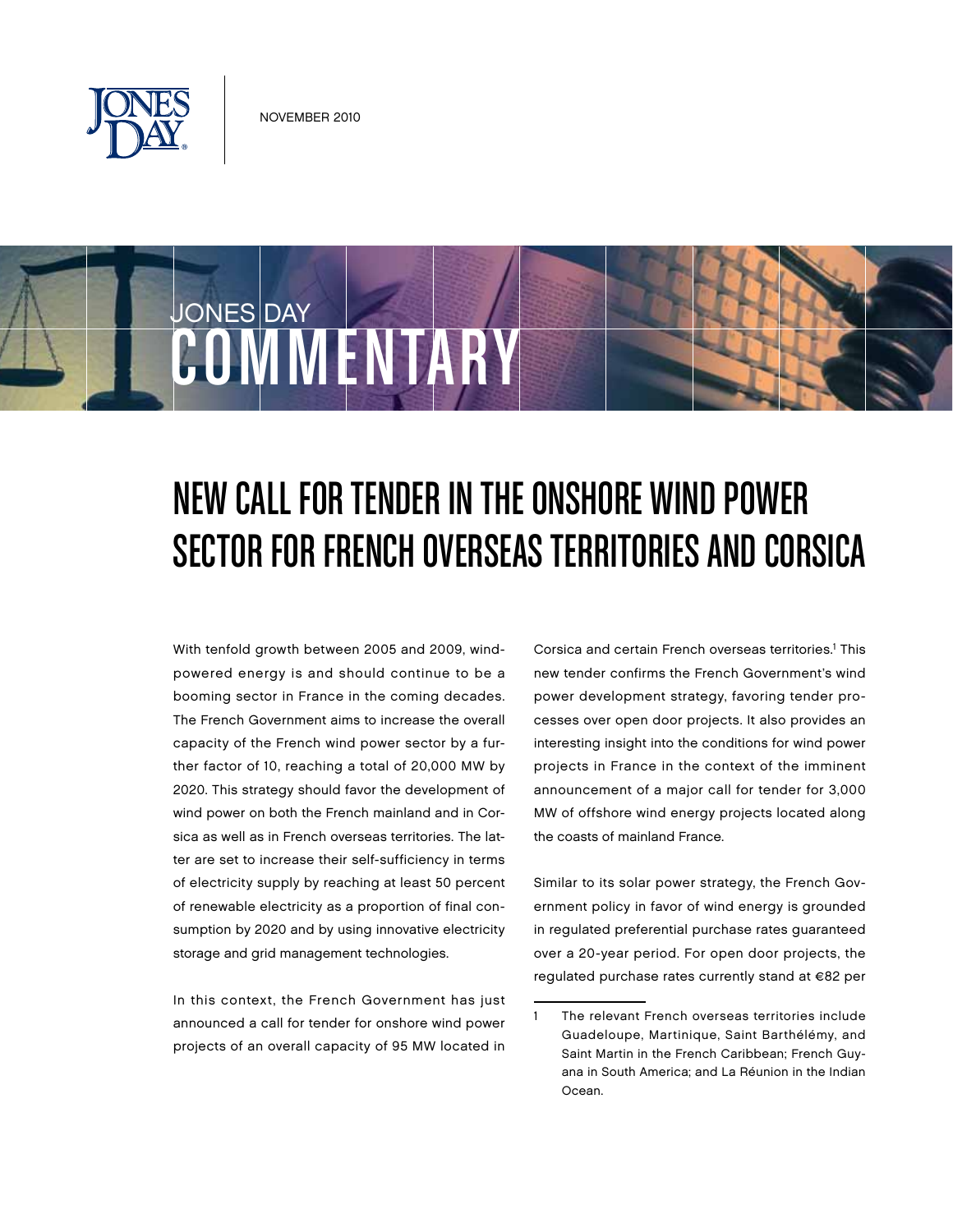NOVEMBER 2010

JONES DAY
COMMENTARY

# NEW CALL FOR TENDER IN THE ONSHORE WIND POWER SECTOR FOR FRENCH OVERSEAS TERRITORIES AND CORSICA

With tenfold growth between 2005 and 2009, wind-powered energy is and should continue to be a booming sector in France in the coming decades. The French Government aims to increase the overall capacity of the French wind power sector by a further factor of 10, reaching a total of 20,000 MW by 2020. This strategy should favor the development of wind power on both the French mainland and in Corsica as well as in French overseas territories. The latter are set to increase their self-sufficiency in terms of electricity supply by reaching at least 50 percent of renewable electricity as a proportion of final consumption by 2020 and by using innovative electricity storage and grid management technologies.

In this context, the French Government has just announced a call for tender for onshore wind power projects of an overall capacity of 95 MW located in Corsica and certain French overseas territories.[1] This new tender confirms the French Government's wind power development strategy, favoring tender processes over open door projects. It also provides an interesting insight into the conditions for wind power projects in France in the context of the imminent announcement of a major call for tender for 3,000 MW of offshore wind energy projects located along the coasts of mainland France.

Similar to its solar power strategy, the French Government policy in favor of wind energy is grounded in regulated preferential purchase rates guaranteed over a 20-year period. For open door projects, the regulated purchase rates currently stand at €82 per

---

1 The relevant French overseas territories include Guadeloupe, Martinique, Saint Barthélémy, and Saint Martin in the French Caribbean; French Guyana in South America; and La Réunion in the Indian Ocean.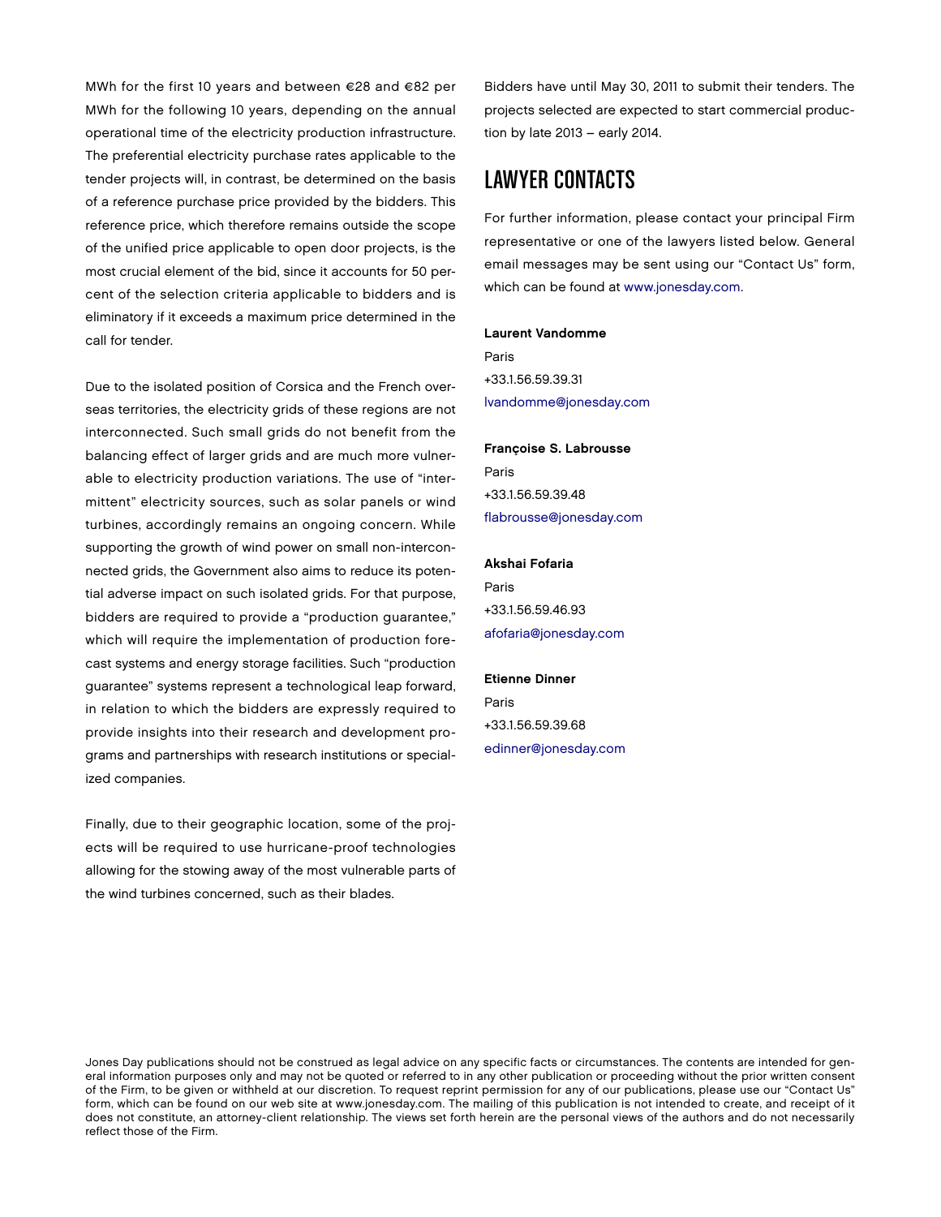MWh for the first 10 years and between €28 and €82 per MWh for the following 10 years, depending on the annual operational time of the electricity production infrastructure. The preferential electricity purchase rates applicable to the tender projects will, in contrast, be determined on the basis of a reference purchase price provided by the bidders. This reference price, which therefore remains outside the scope of the unified price applicable to open door projects, is the most crucial element of the bid, since it accounts for 50 percent of the selection criteria applicable to bidders and is eliminatory if it exceeds a maximum price determined in the call for tender.

Due to the isolated position of Corsica and the French overseas territories, the electricity grids of these regions are not interconnected. Such small grids do not benefit from the balancing effect of larger grids and are much more vulnerable to electricity production variations. The use of "intermittent" electricity sources, such as solar panels or wind turbines, accordingly remains an ongoing concern. While supporting the growth of wind power on small non-interconnected grids, the Government also aims to reduce its potential adverse impact on such isolated grids. For that purpose, bidders are required to provide a "production guarantee," which will require the implementation of production forecast systems and energy storage facilities. Such "production guarantee" systems represent a technological leap forward, in relation to which the bidders are expressly required to provide insights into their research and development programs and partnerships with research institutions or specialized companies.

Finally, due to their geographic location, some of the projects will be required to use hurricane-proof technologies allowing for the stowing away of the most vulnerable parts of the wind turbines concerned, such as their blades.

Bidders have until May 30, 2011 to submit their tenders. The projects selected are expected to start commercial production by late 2013 – early 2014.

## LAWYER CONTACTS

For further information, please contact your principal Firm representative or one of the lawyers listed below. General email messages may be sent using our "Contact Us" form, which can be found at www.jonesday.com.

**Laurent Vandomme**
Paris
+33.1.56.59.39.31
lvandomme@jonesday.com

**Françoise S. Labrousse**
Paris
+33.1.56.59.39.48
flabrousse@jonesday.com

**Akshai Fofaria**
Paris
+33.1.56.59.46.93
afofaria@jonesday.com

**Etienne Dinner**
Paris
+33.1.56.59.39.68
edinner@jonesday.com

Jones Day publications should not be construed as legal advice on any specific facts or circumstances. The contents are intended for general information purposes only and may not be quoted or referred to in any other publication or proceeding without the prior written consent of the Firm, to be given or withheld at our discretion. To request reprint permission for any of our publications, please use our "Contact Us" form, which can be found on our web site at www.jonesday.com. The mailing of this publication is not intended to create, and receipt of it does not constitute, an attorney-client relationship. The views set forth herein are the personal views of the authors and do not necessarily reflect those of the Firm.